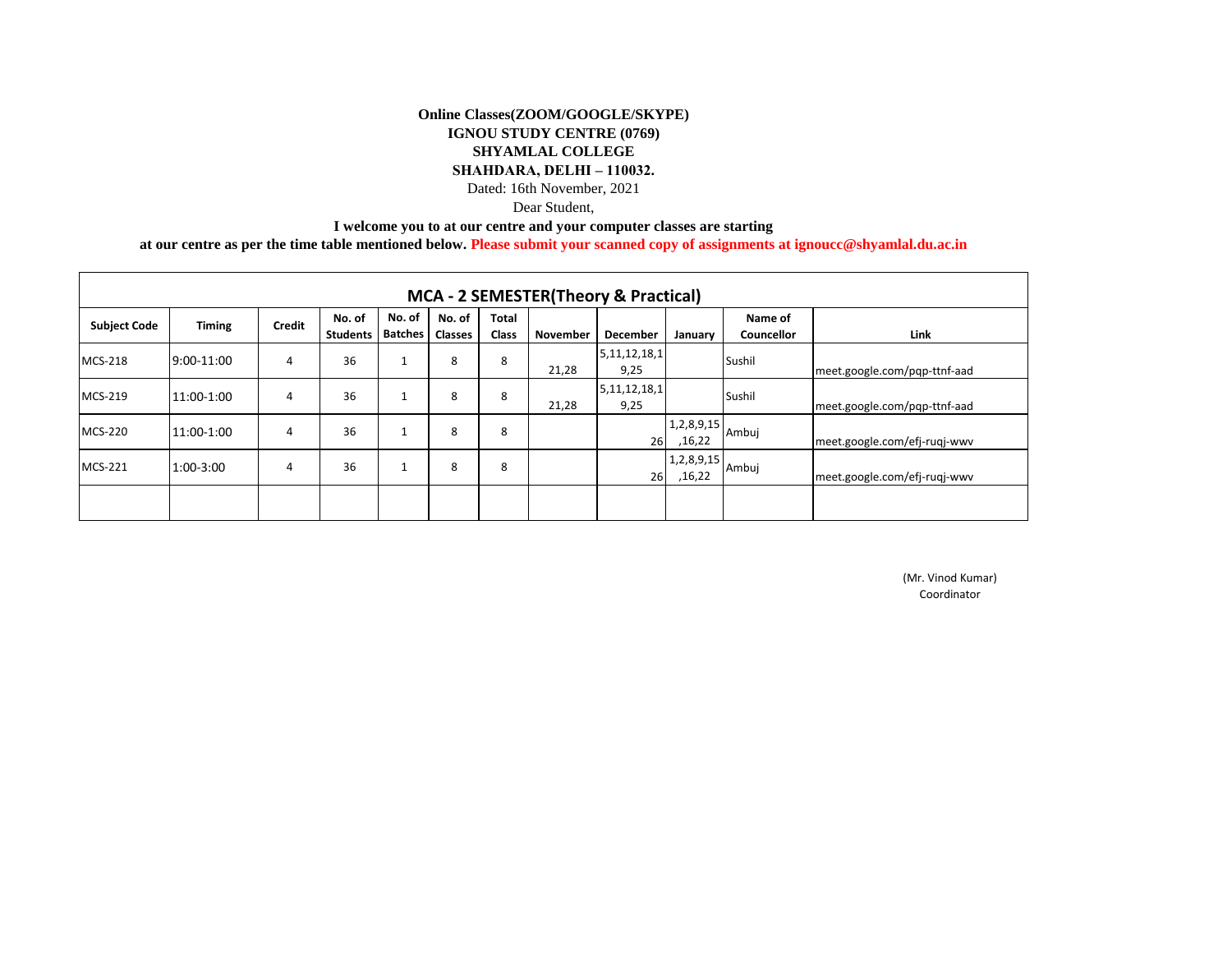**Online Classes(ZOOM/GOOGLE/SKYPE)**
**IGNOU STUDY CENTRE (0769)**
**SHYAMLAL COLLEGE**
**SHAHDARA, DELHI – 110032.**

Dated: 16th November, 2021

Dear Student,

**I welcome you to at our centre and your computer classes are starting at our centre as per the time table mentioned below. Please submit your scanned copy of assignments at ignoucc@shyamlal.du.ac.in**

| MCA - 2 SEMESTER(Theory & Practical) | | | | | | | | | | | |
|---|---|---|---|---|---|---|---|---|---|---|---|
| **Subject Code** | **Timing** | **Credit** | **No. of Students** | **No. of Batches** | **No. of Classes** | **Total Class** | **November** | **December** | **January** | **Name of Councellor** | **Link** |
| MCS-218 | 9:00-11:00 | 4 | 36 | 1 | 8 | 8 | 21,28 | 5,11,12,18,19,25 | | Sushil | meet.google.com/pqp-ttnf-aad |
| MCS-219 | 11:00-1:00 | 4 | 36 | 1 | 8 | 8 | 21,28 | 5,11,12,18,19,25 | | Sushil | meet.google.com/pqp-ttnf-aad |
| MCS-220 | 11:00-1:00 | 4 | 36 | 1 | 8 | 8 | | 26 | 1,2,8,9,15,16,22 | Ambuj | meet.google.com/efj-ruqj-wwv |
| MCS-221 | 1:00-3:00 | 4 | 36 | 1 | 8 | 8 | | 26 | 1,2,8,9,15,16,22 | Ambuj | meet.google.com/efj-ruqj-wwv |
| | | | | | | | | | | | |

(Mr. Vinod Kumar)
Coordinator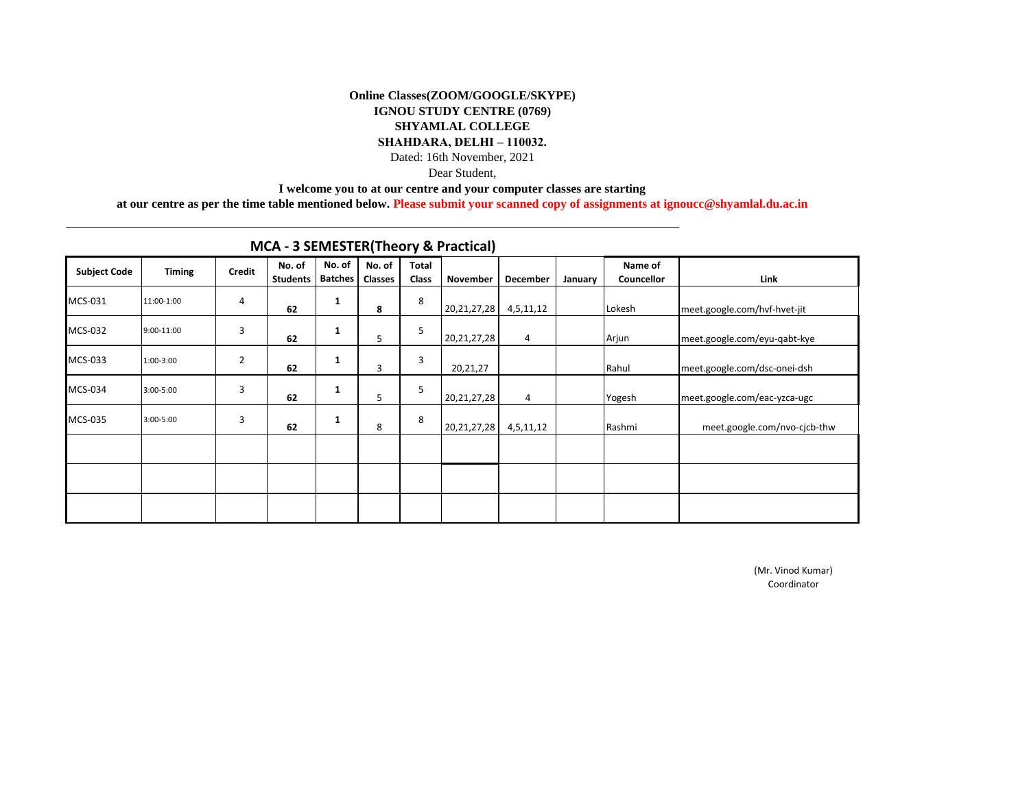**Online Classes(ZOOM/GOOGLE/SKYPE)**
**IGNOU STUDY CENTRE (0769)**
**SHYAMLAL COLLEGE**
**SHAHDARA, DELHI – 110032.**

Dated: 16th November, 2021

Dear Student,

**I welcome you to at our centre and your computer classes are starting at our centre as per the time table mentioned below. Please submit your scanned copy of assignments at ignoucc@shyamlal.du.ac.in**

## MCA - 3 SEMESTER(Theory & Practical)

| Subject Code | Timing | Credit | No. of Students | No. of Batches | No. of Classes | Total Class | November | December | January | Name of Councellor | Link |
|---|---|---|---|---|---|---|---|---|---|---|---|
| MCS-031 | 11:00-1:00 | 4 | 62 | 1 | 8 | 8 | 20,21,27,28 | 4,5,11,12 | | Lokesh | meet.google.com/hvf-hvet-jit |
| MCS-032 | 9:00-11:00 | 3 | 62 | 1 | 5 | 5 | 20,21,27,28 | 4 | | Arjun | meet.google.com/eyu-qabt-kye |
| MCS-033 | 1:00-3:00 | 2 | 62 | 1 | 3 | 3 | 20,21,27 | | | Rahul | meet.google.com/dsc-onei-dsh |
| MCS-034 | 3:00-5:00 | 3 | 62 | 1 | 5 | 5 | 20,21,27,28 | 4 | | Yogesh | meet.google.com/eac-yzca-ugc |
| MCS-035 | 3:00-5:00 | 3 | 62 | 1 | 8 | 8 | 20,21,27,28 | 4,5,11,12 | | Rashmi | meet.google.com/nvo-cjcb-thw |
| | | | | | | | | | | | |
| | | | | | | | | | | | |
| | | | | | | | | | | | |

(Mr. Vinod Kumar)
Coordinator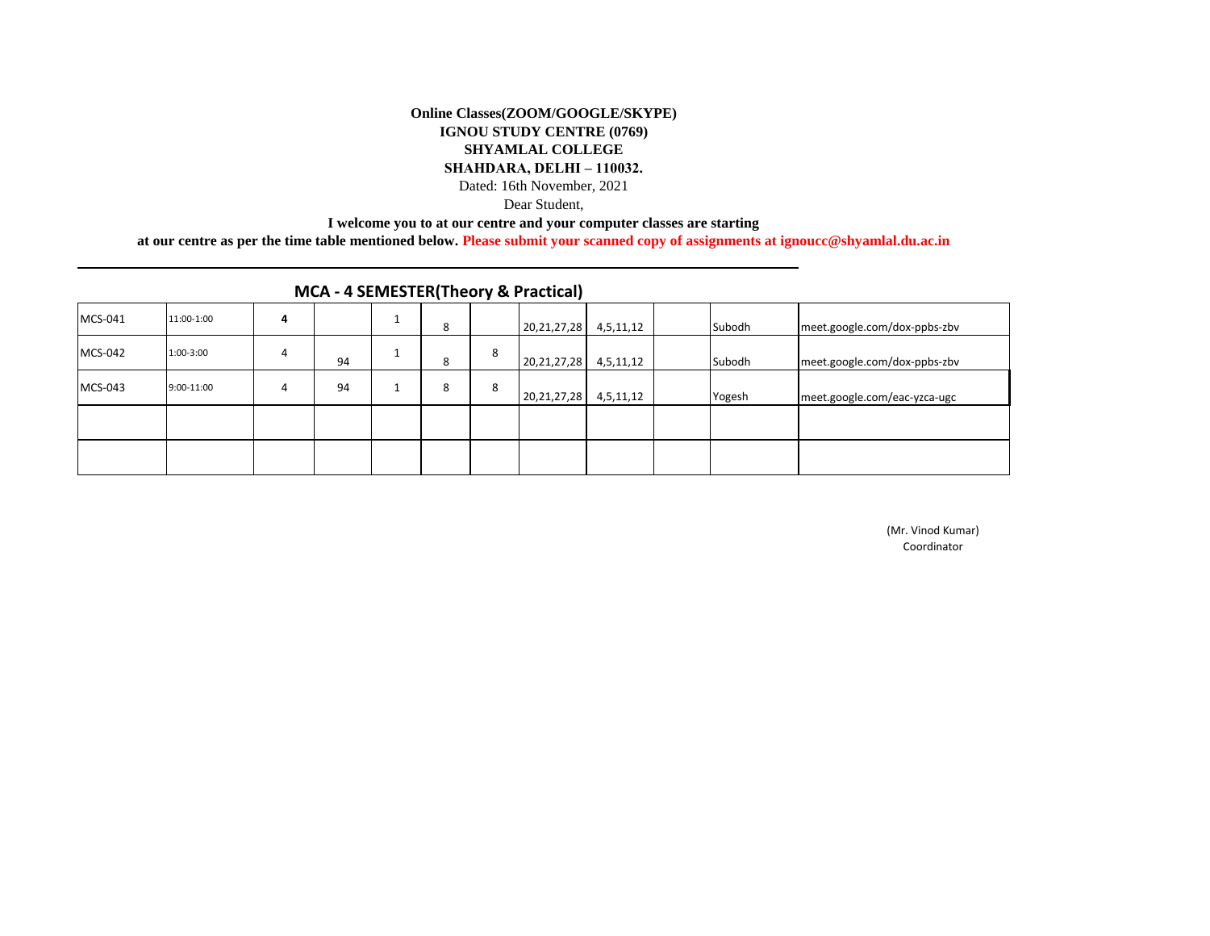**Online Classes(ZOOM/GOOGLE/SKYPE)**
**IGNOU STUDY CENTRE (0769)**
**SHYAMLAL COLLEGE**
**SHAHDARA, DELHI – 110032.**

Dated: 16th November, 2021

Dear Student,

**I welcome you to at our centre and your computer classes are starting at our centre as per the time table mentioned below. Please submit your scanned copy of assignments at ignoucc@shyamlal.du.ac.in**

---

## MCA - 4 SEMESTER(Theory & Practical)

| | | | | | | | | | | | |
|---|---|---|---|---|---|---|---|---|---|---|---|
| MCS-041 | 11:00-1:00 | **4** | | 1 | 8 | | 20,21,27,28 | 4,5,11,12 | | Subodh | meet.google.com/dox-ppbs-zbv |
| MCS-042 | 1:00-3:00 | 4 | 94 | 1 | 8 | 8 | 20,21,27,28 | 4,5,11,12 | | Subodh | meet.google.com/dox-ppbs-zbv |
| MCS-043 | 9:00-11:00 | 4 | 94 | 1 | 8 | 8 | 20,21,27,28 | 4,5,11,12 | | Yogesh | meet.google.com/eac-yzca-ugc |
| | | | | | | | | | | | |
| | | | | | | | | | | | |

(Mr. Vinod Kumar)
Coordinator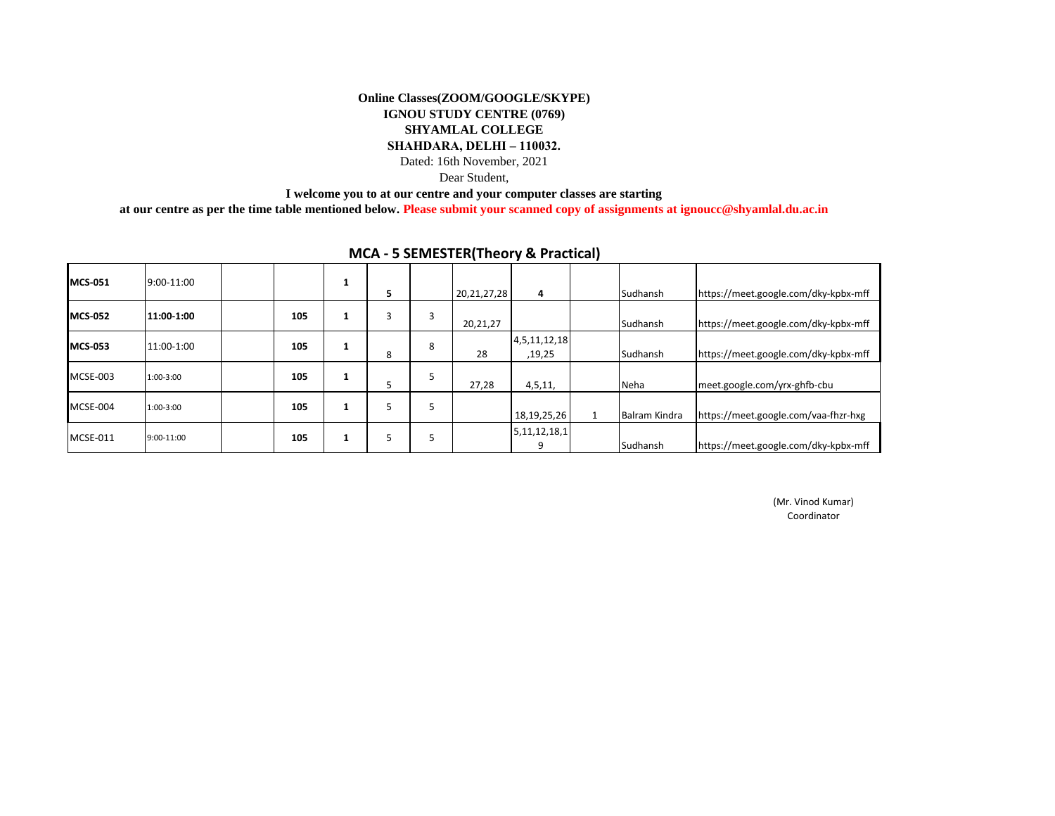**Online Classes(ZOOM/GOOGLE/SKYPE)**
**IGNOU STUDY CENTRE (0769)**
**SHYAMLAL COLLEGE**
**SHAHDARA, DELHI – 110032.**

Dated: 16th November, 2021

Dear Student,

**I welcome you to at our centre and your computer classes are starting at our centre as per the time table mentioned below. Please submit your scanned copy of assignments at ignoucc@shyamlal.du.ac.in**

## MCA - 5 SEMESTER(Theory & Practical)

| | | | | | | | | | | | |
|---|---|---|---|---|---|---|---|---|---|---|---|
| **MCS-051** | 9:00-11:00 | | | **1** | **5** | | 20,21,27,28 | **4** | | Sudhansh | https://meet.google.com/dky-kpbx-mff |
| **MCS-052** | **11:00-1:00** | | **105** | **1** | 3 | 3 | 20,21,27 | | | Sudhansh | https://meet.google.com/dky-kpbx-mff |
| **MCS-053** | 11:00-1:00 | | **105** | **1** | 8 | 8 | 28 | 4,5,11,12,18 ,19,25 | | Sudhansh | https://meet.google.com/dky-kpbx-mff |
| MCSE-003 | 1:00-3:00 | | **105** | **1** | 5 | 5 | 27,28 | 4,5,11, | | Neha | meet.google.com/yrx-ghfb-cbu |
| MCSE-004 | 1:00-3:00 | | **105** | **1** | 5 | 5 | | 18,19,25,26 | 1 | Balram Kindra | https://meet.google.com/vaa-fhzr-hxg |
| MCSE-011 | 9:00-11:00 | | **105** | **1** | 5 | 5 | | 5,11,12,18,19 | | Sudhansh | https://meet.google.com/dky-kpbx-mff |

(Mr. Vinod Kumar)
Coordinator